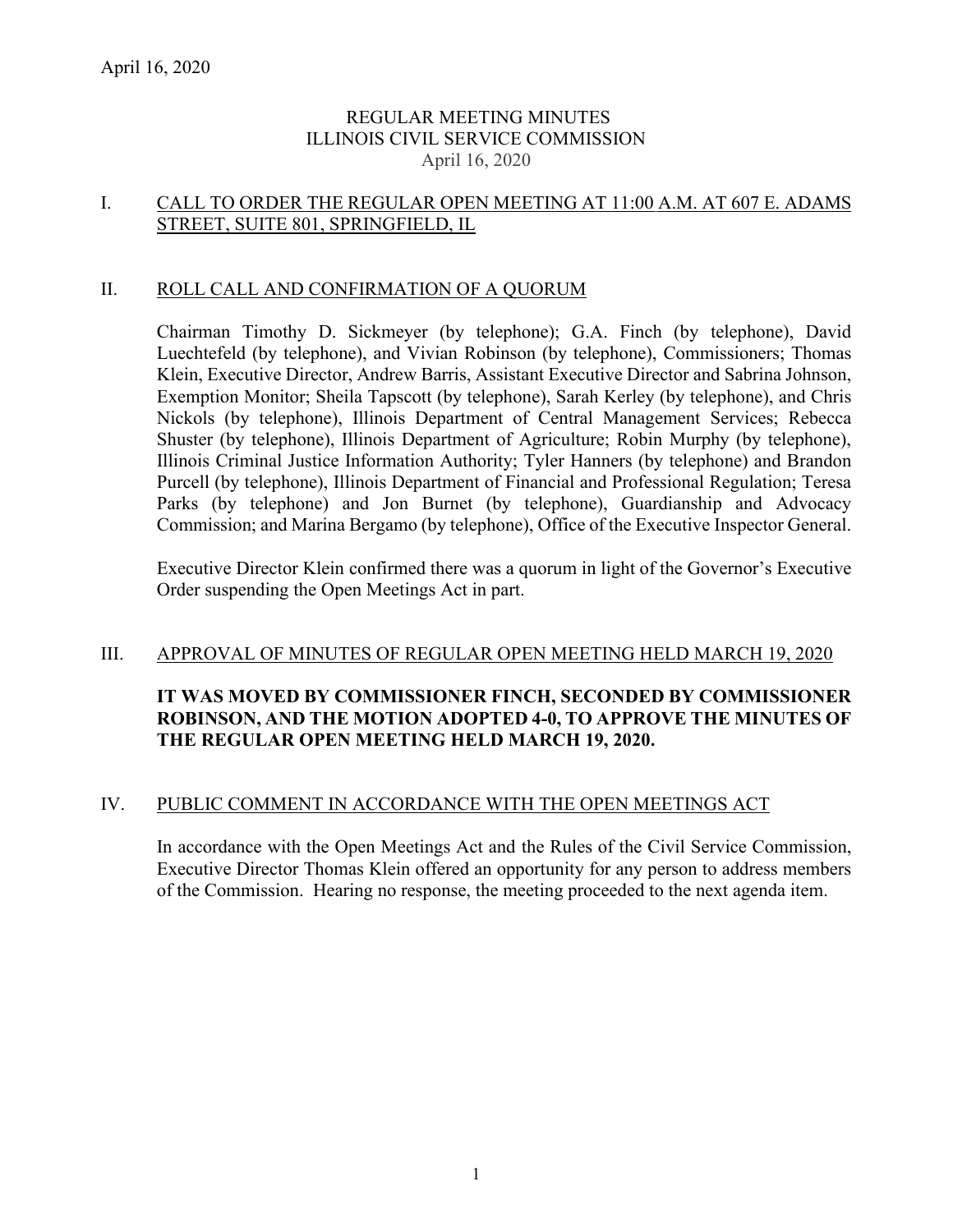April 16, 2020

# REGULAR MEETING MINUTES
# ILLINOIS CIVIL SERVICE COMMISSION
April 16, 2020

## I. CALL TO ORDER THE REGULAR OPEN MEETING AT 11:00 A.M. AT 607 E. ADAMS STREET, SUITE 801, SPRINGFIELD, IL

## II. ROLL CALL AND CONFIRMATION OF A QUORUM

Chairman Timothy D. Sickmeyer (by telephone); G.A. Finch (by telephone), David Luechtefeld (by telephone), and Vivian Robinson (by telephone), Commissioners; Thomas Klein, Executive Director, Andrew Barris, Assistant Executive Director and Sabrina Johnson, Exemption Monitor; Sheila Tapscott (by telephone), Sarah Kerley (by telephone), and Chris Nickols (by telephone), Illinois Department of Central Management Services; Rebecca Shuster (by telephone), Illinois Department of Agriculture; Robin Murphy (by telephone), Illinois Criminal Justice Information Authority; Tyler Hanners (by telephone) and Brandon Purcell (by telephone), Illinois Department of Financial and Professional Regulation; Teresa Parks (by telephone) and Jon Burnet (by telephone), Guardianship and Advocacy Commission; and Marina Bergamo (by telephone), Office of the Executive Inspector General.

Executive Director Klein confirmed there was a quorum in light of the Governor's Executive Order suspending the Open Meetings Act in part.

## III. APPROVAL OF MINUTES OF REGULAR OPEN MEETING HELD MARCH 19, 2020

**IT WAS MOVED BY COMMISSIONER FINCH, SECONDED BY COMMISSIONER ROBINSON, AND THE MOTION ADOPTED 4-0, TO APPROVE THE MINUTES OF THE REGULAR OPEN MEETING HELD MARCH 19, 2020.**

## IV. PUBLIC COMMENT IN ACCORDANCE WITH THE OPEN MEETINGS ACT

In accordance with the Open Meetings Act and the Rules of the Civil Service Commission, Executive Director Thomas Klein offered an opportunity for any person to address members of the Commission. Hearing no response, the meeting proceeded to the next agenda item.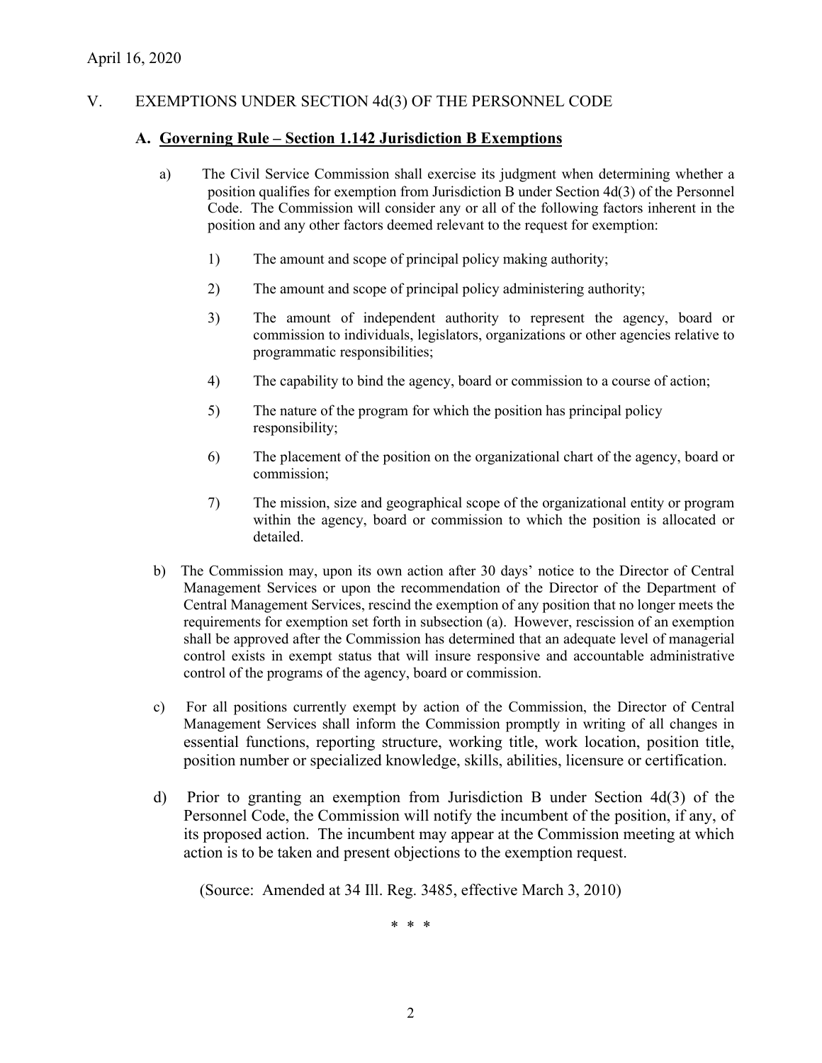April 16, 2020

## V. EXEMPTIONS UNDER SECTION 4d(3) OF THE PERSONNEL CODE

### A. Governing Rule – Section 1.142 Jurisdiction B Exemptions

a) The Civil Service Commission shall exercise its judgment when determining whether a position qualifies for exemption from Jurisdiction B under Section 4d(3) of the Personnel Code. The Commission will consider any or all of the following factors inherent in the position and any other factors deemed relevant to the request for exemption:

1) The amount and scope of principal policy making authority;

2) The amount and scope of principal policy administering authority;

3) The amount of independent authority to represent the agency, board or commission to individuals, legislators, organizations or other agencies relative to programmatic responsibilities;

4) The capability to bind the agency, board or commission to a course of action;

5) The nature of the program for which the position has principal policy responsibility;

6) The placement of the position on the organizational chart of the agency, board or commission;

7) The mission, size and geographical scope of the organizational entity or program within the agency, board or commission to which the position is allocated or detailed.

b) The Commission may, upon its own action after 30 days' notice to the Director of Central Management Services or upon the recommendation of the Director of the Department of Central Management Services, rescind the exemption of any position that no longer meets the requirements for exemption set forth in subsection (a). However, rescission of an exemption shall be approved after the Commission has determined that an adequate level of managerial control exists in exempt status that will insure responsive and accountable administrative control of the programs of the agency, board or commission.

c) For all positions currently exempt by action of the Commission, the Director of Central Management Services shall inform the Commission promptly in writing of all changes in essential functions, reporting structure, working title, work location, position title, position number or specialized knowledge, skills, abilities, licensure or certification.

d) Prior to granting an exemption from Jurisdiction B under Section 4d(3) of the Personnel Code, the Commission will notify the incumbent of the position, if any, of its proposed action. The incumbent may appear at the Commission meeting at which action is to be taken and present objections to the exemption request.

(Source: Amended at 34 Ill. Reg. 3485, effective March 3, 2010)

\* \* \*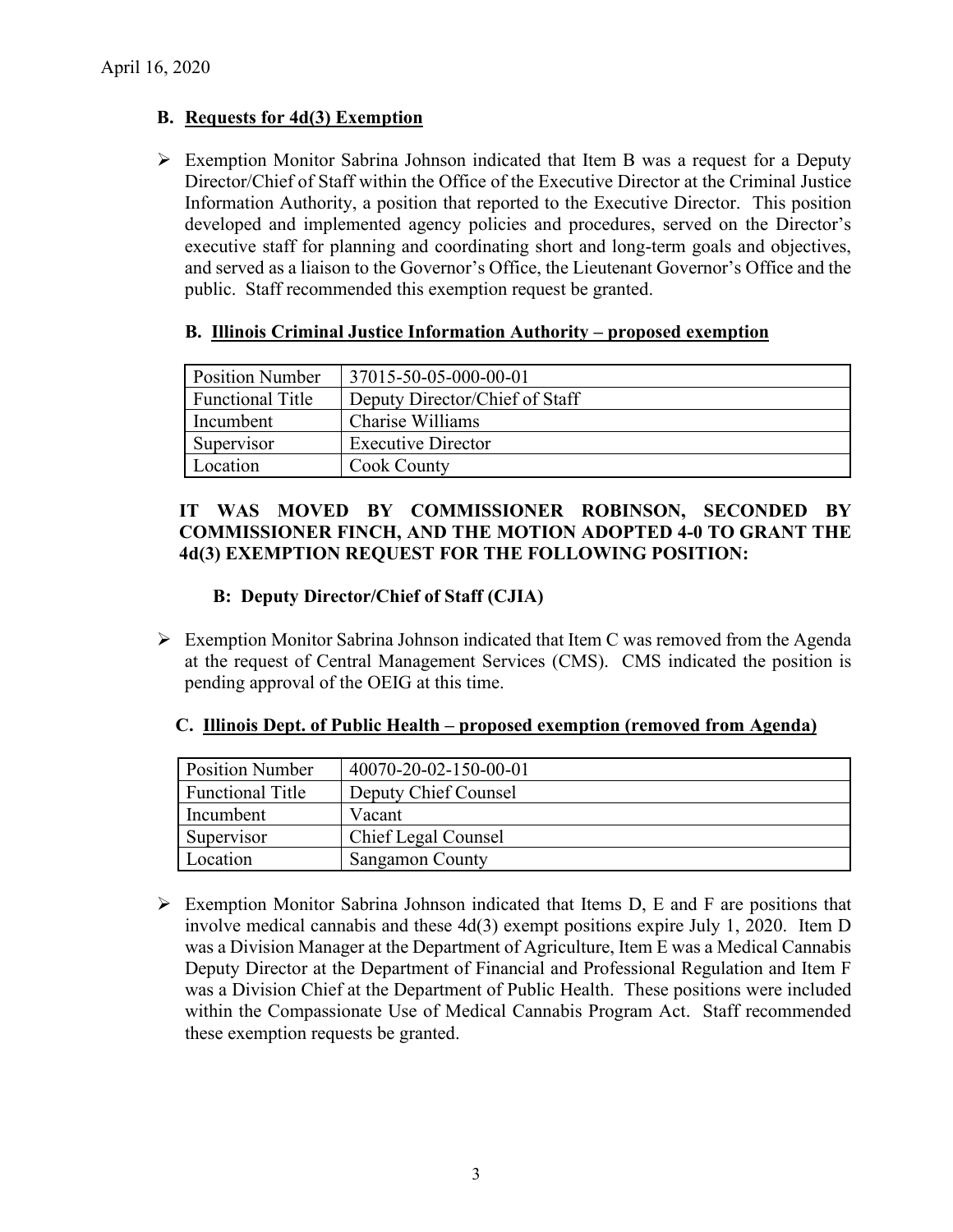April 16, 2020

### B. Requests for 4d(3) Exemption

- Exemption Monitor Sabrina Johnson indicated that Item B was a request for a Deputy Director/Chief of Staff within the Office of the Executive Director at the Criminal Justice Information Authority, a position that reported to the Executive Director. This position developed and implemented agency policies and procedures, served on the Director's executive staff for planning and coordinating short and long-term goals and objectives, and served as a liaison to the Governor's Office, the Lieutenant Governor's Office and the public. Staff recommended this exemption request be granted.

#### B. Illinois Criminal Justice Information Authority – proposed exemption

| Position Number | 37015-50-05-000-00-01 |
|---|---|
| Functional Title | Deputy Director/Chief of Staff |
| Incumbent | Charise Williams |
| Supervisor | Executive Director |
| Location | Cook County |

**IT WAS MOVED BY COMMISSIONER ROBINSON, SECONDED BY COMMISSIONER FINCH, AND THE MOTION ADOPTED 4-0 TO GRANT THE 4d(3) EXEMPTION REQUEST FOR THE FOLLOWING POSITION:**

**B: Deputy Director/Chief of Staff (CJIA)**

- Exemption Monitor Sabrina Johnson indicated that Item C was removed from the Agenda at the request of Central Management Services (CMS). CMS indicated the position is pending approval of the OEIG at this time.

#### C. Illinois Dept. of Public Health – proposed exemption (removed from Agenda)

| Position Number | 40070-20-02-150-00-01 |
|---|---|
| Functional Title | Deputy Chief Counsel |
| Incumbent | Vacant |
| Supervisor | Chief Legal Counsel |
| Location | Sangamon County |

- Exemption Monitor Sabrina Johnson indicated that Items D, E and F are positions that involve medical cannabis and these 4d(3) exempt positions expire July 1, 2020. Item D was a Division Manager at the Department of Agriculture, Item E was a Medical Cannabis Deputy Director at the Department of Financial and Professional Regulation and Item F was a Division Chief at the Department of Public Health. These positions were included within the Compassionate Use of Medical Cannabis Program Act. Staff recommended these exemption requests be granted.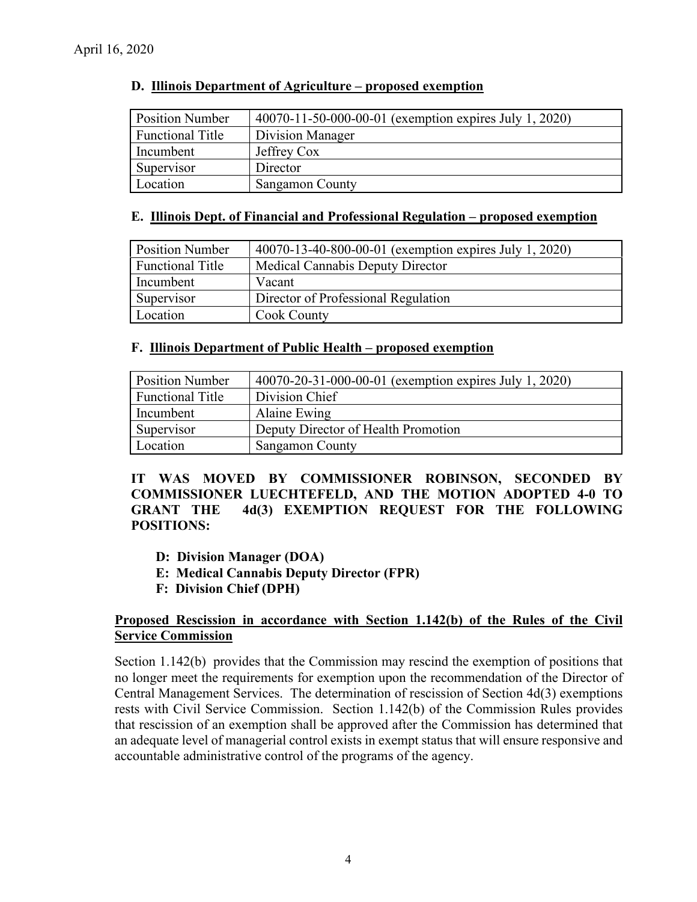April 16, 2020

### D. Illinois Department of Agriculture – proposed exemption

| Position Number | 40070-11-50-000-00-01 (exemption expires July 1, 2020) |
|---|---|
| Functional Title | Division Manager |
| Incumbent | Jeffrey Cox |
| Supervisor | Director |
| Location | Sangamon County |

### E. Illinois Dept. of Financial and Professional Regulation – proposed exemption

| Position Number | 40070-13-40-800-00-01 (exemption expires July 1, 2020) |
|---|---|
| Functional Title | Medical Cannabis Deputy Director |
| Incumbent | Vacant |
| Supervisor | Director of Professional Regulation |
| Location | Cook County |

### F. Illinois Department of Public Health – proposed exemption

| Position Number | 40070-20-31-000-00-01 (exemption expires July 1, 2020) |
|---|---|
| Functional Title | Division Chief |
| Incumbent | Alaine Ewing |
| Supervisor | Deputy Director of Health Promotion |
| Location | Sangamon County |

**IT WAS MOVED BY COMMISSIONER ROBINSON, SECONDED BY COMMISSIONER LUECHTEFELD, AND THE MOTION ADOPTED 4-0 TO GRANT THE 4d(3) EXEMPTION REQUEST FOR THE FOLLOWING POSITIONS:**

- **D: Division Manager (DOA)**
- **E: Medical Cannabis Deputy Director (FPR)**
- **F: Division Chief (DPH)**

### Proposed Rescission in accordance with Section 1.142(b) of the Rules of the Civil Service Commission

Section 1.142(b) provides that the Commission may rescind the exemption of positions that no longer meet the requirements for exemption upon the recommendation of the Director of Central Management Services. The determination of rescission of Section 4d(3) exemptions rests with Civil Service Commission. Section 1.142(b) of the Commission Rules provides that rescission of an exemption shall be approved after the Commission has determined that an adequate level of managerial control exists in exempt status that will ensure responsive and accountable administrative control of the programs of the agency.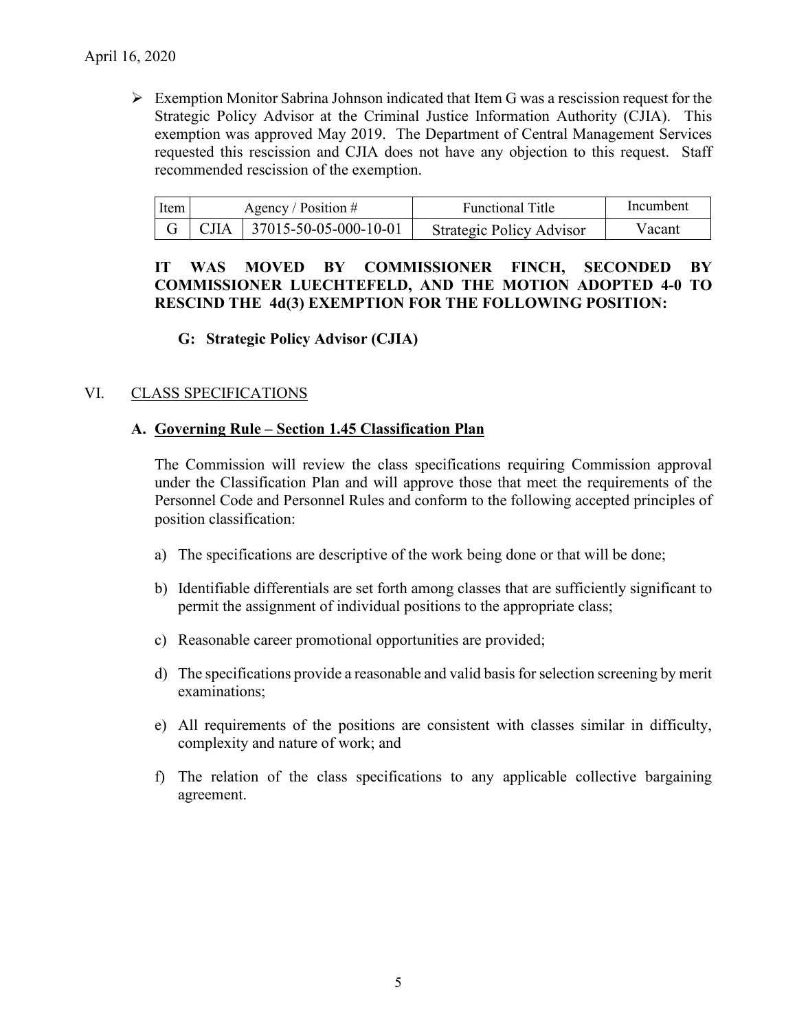April 16, 2020

- Exemption Monitor Sabrina Johnson indicated that Item G was a rescission request for the Strategic Policy Advisor at the Criminal Justice Information Authority (CJIA). This exemption was approved May 2019. The Department of Central Management Services requested this rescission and CJIA does not have any objection to this request. Staff recommended rescission of the exemption.

| Item | Agency / Position # | | Functional Title | Incumbent |
|---|---|---|---|---|
| G | CJIA | 37015-50-05-000-10-01 | Strategic Policy Advisor | Vacant |

**IT WAS MOVED BY COMMISSIONER FINCH, SECONDED BY COMMISSIONER LUECHTEFELD, AND THE MOTION ADOPTED 4-0 TO RESCIND THE 4d(3) EXEMPTION FOR THE FOLLOWING POSITION:**

**G: Strategic Policy Advisor (CJIA)**

## VI. CLASS SPECIFICATIONS

### A. Governing Rule – Section 1.45 Classification Plan

The Commission will review the class specifications requiring Commission approval under the Classification Plan and will approve those that meet the requirements of the Personnel Code and Personnel Rules and conform to the following accepted principles of position classification:

a) The specifications are descriptive of the work being done or that will be done;

b) Identifiable differentials are set forth among classes that are sufficiently significant to permit the assignment of individual positions to the appropriate class;

c) Reasonable career promotional opportunities are provided;

d) The specifications provide a reasonable and valid basis for selection screening by merit examinations;

e) All requirements of the positions are consistent with classes similar in difficulty, complexity and nature of work; and

f) The relation of the class specifications to any applicable collective bargaining agreement.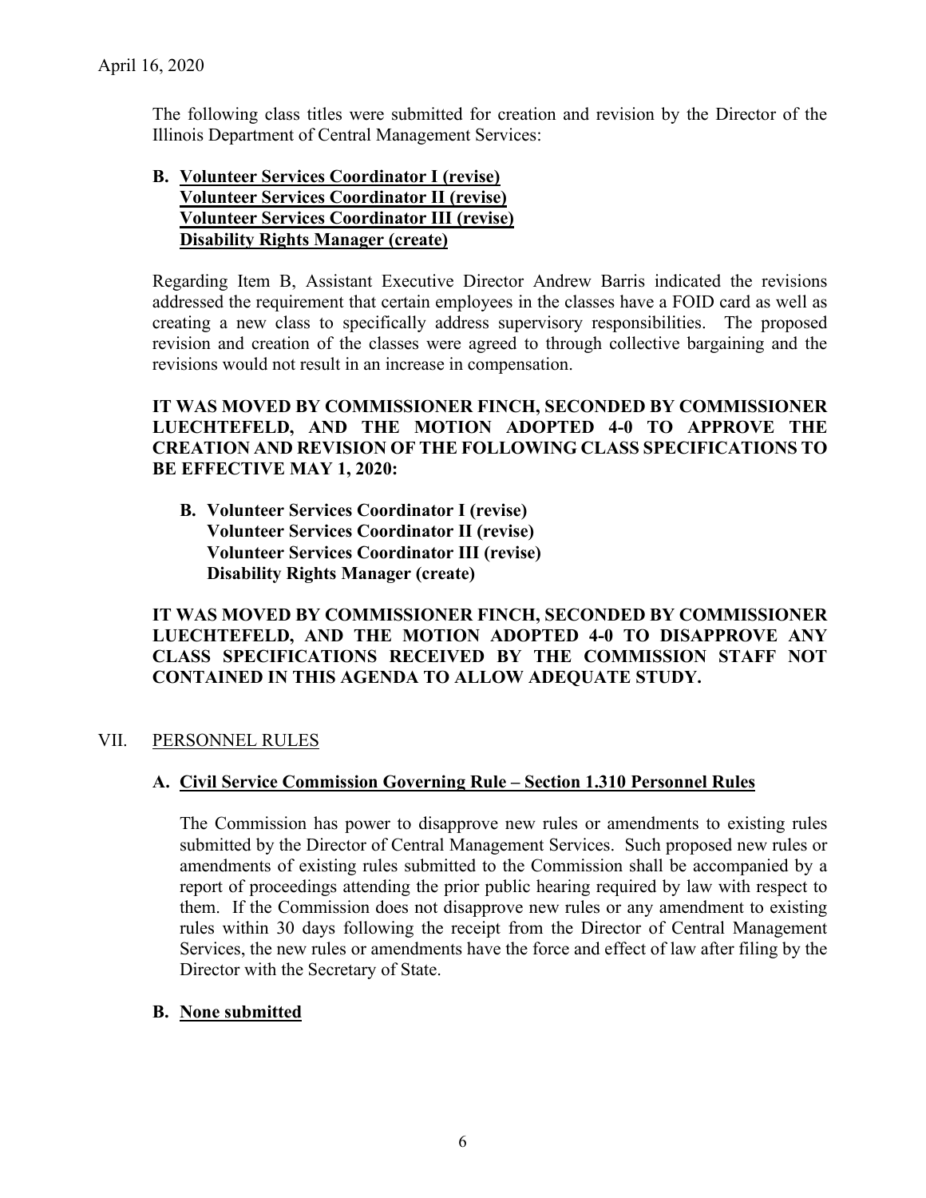April 16, 2020

The following class titles were submitted for creation and revision by the Director of the Illinois Department of Central Management Services:

**B. <u>Volunteer Services Coordinator I (revise)</u>**
**<u>Volunteer Services Coordinator II (revise)</u>**
**<u>Volunteer Services Coordinator III (revise)</u>**
**<u>Disability Rights Manager (create)</u>**

Regarding Item B, Assistant Executive Director Andrew Barris indicated the revisions addressed the requirement that certain employees in the classes have a FOID card as well as creating a new class to specifically address supervisory responsibilities. The proposed revision and creation of the classes were agreed to through collective bargaining and the revisions would not result in an increase in compensation.

**IT WAS MOVED BY COMMISSIONER FINCH, SECONDED BY COMMISSIONER LUECHTEFELD, AND THE MOTION ADOPTED 4-0 TO APPROVE THE CREATION AND REVISION OF THE FOLLOWING CLASS SPECIFICATIONS TO BE EFFECTIVE MAY 1, 2020:**

**B. Volunteer Services Coordinator I (revise)**
**Volunteer Services Coordinator II (revise)**
**Volunteer Services Coordinator III (revise)**
**Disability Rights Manager (create)**

**IT WAS MOVED BY COMMISSIONER FINCH, SECONDED BY COMMISSIONER LUECHTEFELD, AND THE MOTION ADOPTED 4-0 TO DISAPPROVE ANY CLASS SPECIFICATIONS RECEIVED BY THE COMMISSION STAFF NOT CONTAINED IN THIS AGENDA TO ALLOW ADEQUATE STUDY.**

## VII. <u>PERSONNEL RULES</u>

### A. <u>Civil Service Commission Governing Rule – Section 1.310 Personnel Rules</u>

The Commission has power to disapprove new rules or amendments to existing rules submitted by the Director of Central Management Services. Such proposed new rules or amendments of existing rules submitted to the Commission shall be accompanied by a report of proceedings attending the prior public hearing required by law with respect to them. If the Commission does not disapprove new rules or any amendment to existing rules within 30 days following the receipt from the Director of Central Management Services, the new rules or amendments have the force and effect of law after filing by the Director with the Secretary of State.

### B. <u>None submitted</u>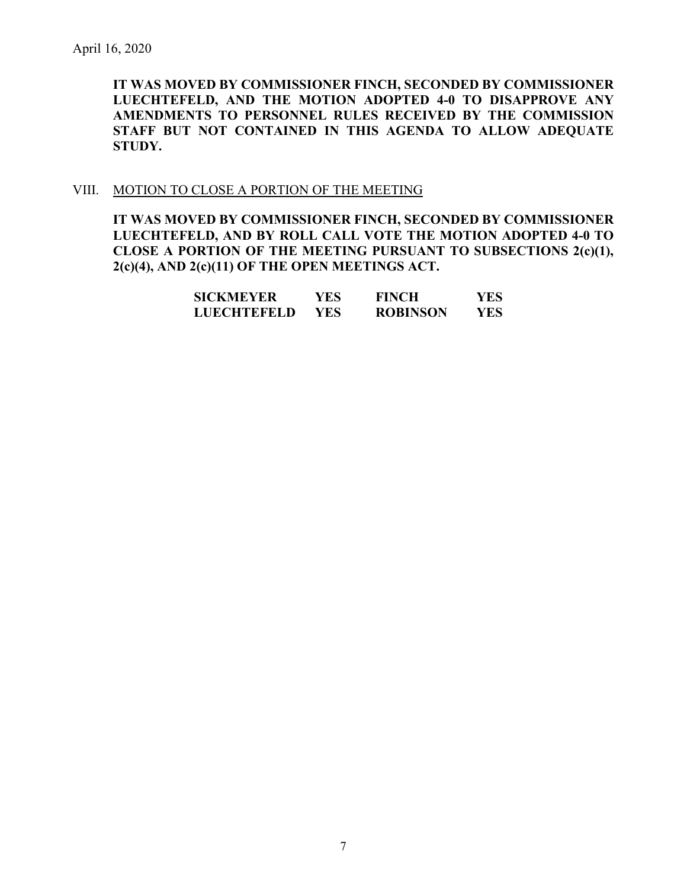April 16, 2020

**IT WAS MOVED BY COMMISSIONER FINCH, SECONDED BY COMMISSIONER LUECHTEFELD, AND THE MOTION ADOPTED 4-0 TO DISAPPROVE ANY AMENDMENTS TO PERSONNEL RULES RECEIVED BY THE COMMISSION STAFF BUT NOT CONTAINED IN THIS AGENDA TO ALLOW ADEQUATE STUDY.**

VIII. MOTION TO CLOSE A PORTION OF THE MEETING

**IT WAS MOVED BY COMMISSIONER FINCH, SECONDED BY COMMISSIONER LUECHTEFELD, AND BY ROLL CALL VOTE THE MOTION ADOPTED 4-0 TO CLOSE A PORTION OF THE MEETING PURSUANT TO SUBSECTIONS 2(c)(1), 2(c)(4), AND 2(c)(11) OF THE OPEN MEETINGS ACT.**

| | | | |
|---|---|---|---|
| **SICKMEYER** | **YES** | **FINCH** | **YES** |
| **LUECHTEFELD** | **YES** | **ROBINSON** | **YES** |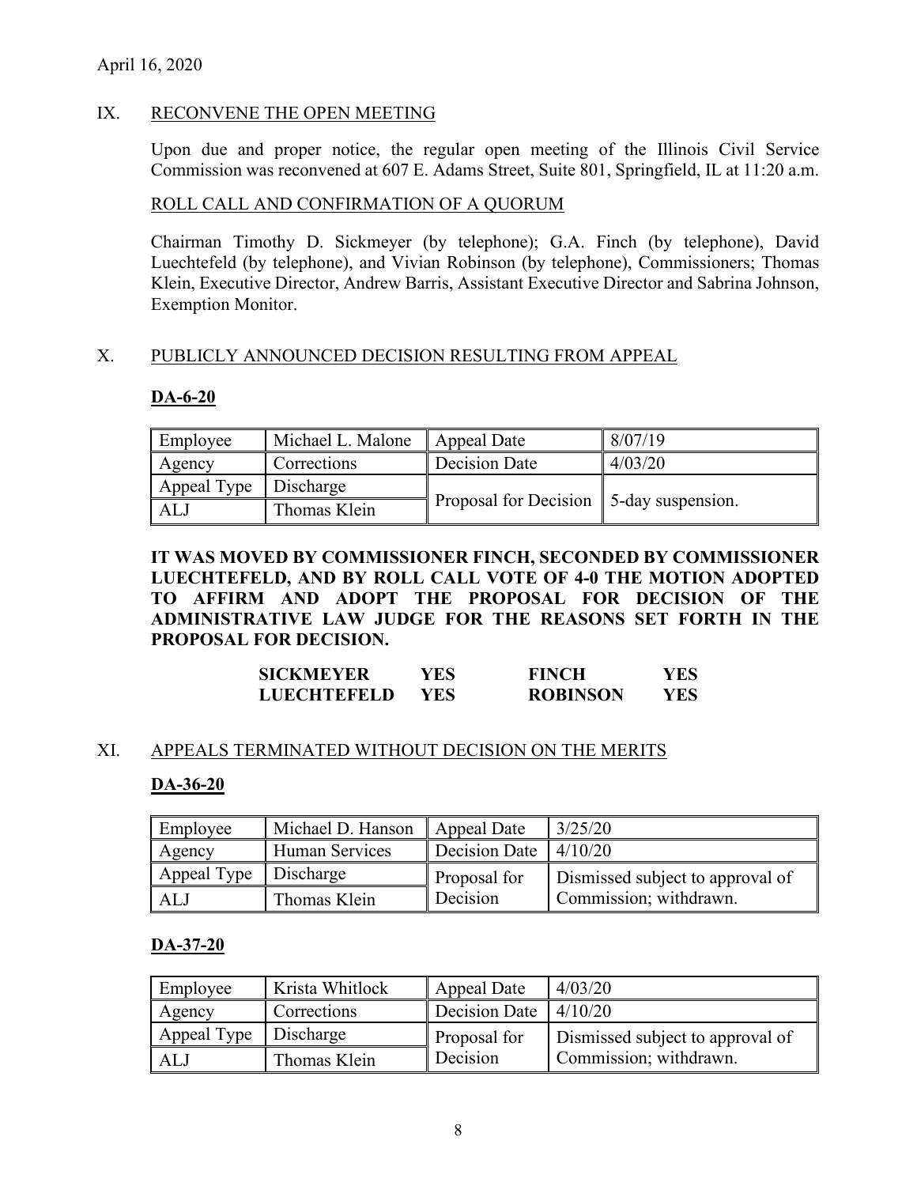April 16, 2020

## IX. RECONVENE THE OPEN MEETING

Upon due and proper notice, the regular open meeting of the Illinois Civil Service Commission was reconvened at 607 E. Adams Street, Suite 801, Springfield, IL at 11:20 a.m.

### ROLL CALL AND CONFIRMATION OF A QUORUM

Chairman Timothy D. Sickmeyer (by telephone); G.A. Finch (by telephone), David Luechtefeld (by telephone), and Vivian Robinson (by telephone), Commissioners; Thomas Klein, Executive Director, Andrew Barris, Assistant Executive Director and Sabrina Johnson, Exemption Monitor.

## X. PUBLICLY ANNOUNCED DECISION RESULTING FROM APPEAL

### DA-6-20

| Employee | Michael L. Malone | Appeal Date | 8/07/19 |
|---|---|---|---|
| Agency | Corrections | Decision Date | 4/03/20 |
| Appeal Type | Discharge | Proposal for Decision | 5-day suspension. |
| ALJ | Thomas Klein | | |

**IT WAS MOVED BY COMMISSIONER FINCH, SECONDED BY COMMISSIONER LUECHTEFELD, AND BY ROLL CALL VOTE OF 4-0 THE MOTION ADOPTED TO AFFIRM AND ADOPT THE PROPOSAL FOR DECISION OF THE ADMINISTRATIVE LAW JUDGE FOR THE REASONS SET FORTH IN THE PROPOSAL FOR DECISION.**

| | | | |
|---|---|---|---|
| **SICKMEYER** | **YES** | **FINCH** | **YES** |
| **LUECHTEFELD** | **YES** | **ROBINSON** | **YES** |

## XI. APPEALS TERMINATED WITHOUT DECISION ON THE MERITS

### DA-36-20

| Employee | Michael D. Hanson | Appeal Date | 3/25/20 |
|---|---|---|---|
| Agency | Human Services | Decision Date | 4/10/20 |
| Appeal Type | Discharge | Proposal for Decision | Dismissed subject to approval of Commission; withdrawn. |
| ALJ | Thomas Klein | | |

### DA-37-20

| Employee | Krista Whitlock | Appeal Date | 4/03/20 |
|---|---|---|---|
| Agency | Corrections | Decision Date | 4/10/20 |
| Appeal Type | Discharge | Proposal for Decision | Dismissed subject to approval of Commission; withdrawn. |
| ALJ | Thomas Klein | | |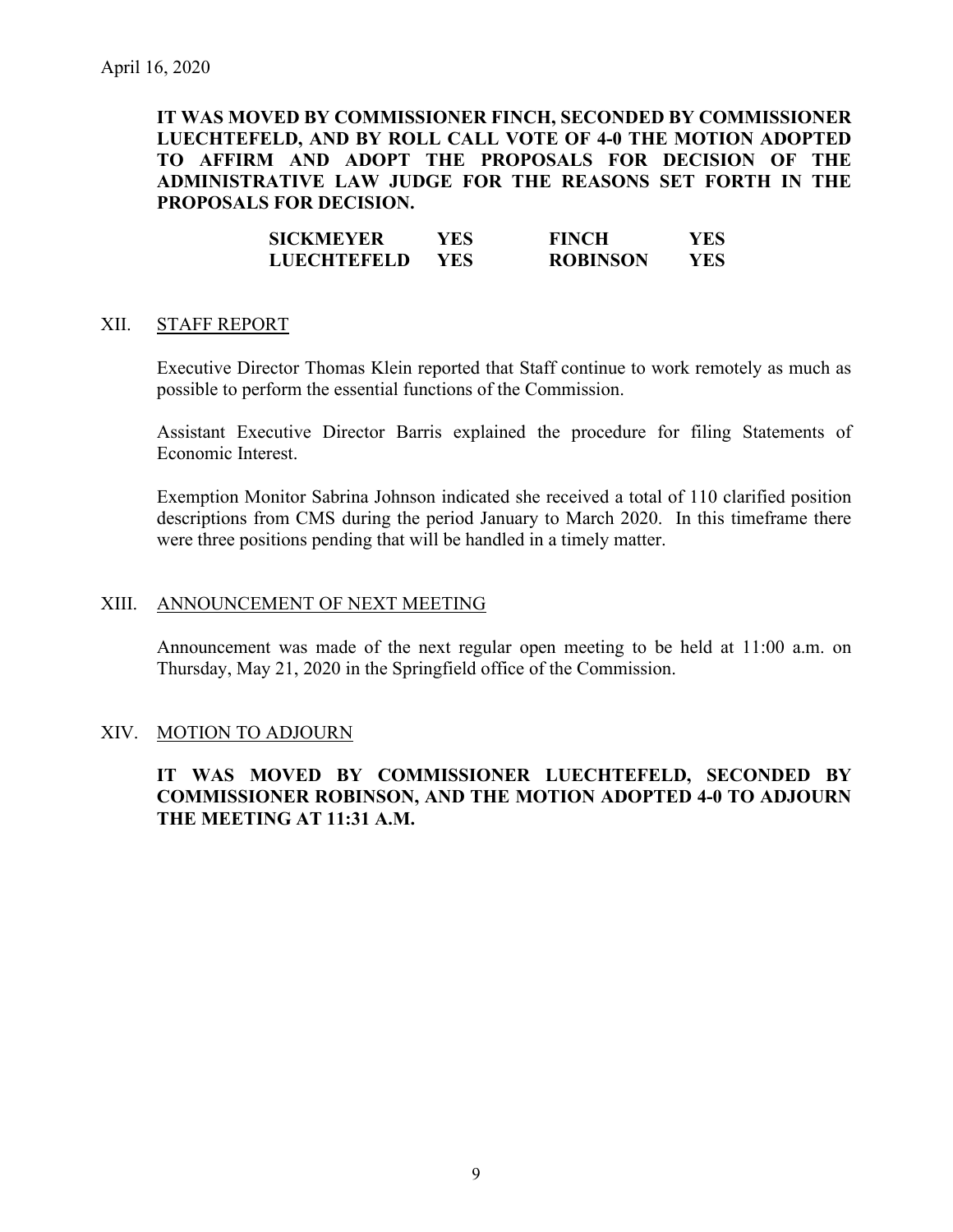**IT WAS MOVED BY COMMISSIONER FINCH, SECONDED BY COMMISSIONER LUECHTEFELD, AND BY ROLL CALL VOTE OF 4-0 THE MOTION ADOPTED TO AFFIRM AND ADOPT THE PROPOSALS FOR DECISION OF THE ADMINISTRATIVE LAW JUDGE FOR THE REASONS SET FORTH IN THE PROPOSALS FOR DECISION.**

| | | | |
|---|---|---|---|
| **SICKMEYER** | **YES** | **FINCH** | **YES** |
| **LUECHTEFELD** | **YES** | **ROBINSON** | **YES** |

## XII. STAFF REPORT

Executive Director Thomas Klein reported that Staff continue to work remotely as much as possible to perform the essential functions of the Commission.

Assistant Executive Director Barris explained the procedure for filing Statements of Economic Interest.

Exemption Monitor Sabrina Johnson indicated she received a total of 110 clarified position descriptions from CMS during the period January to March 2020. In this timeframe there were three positions pending that will be handled in a timely matter.

## XIII. ANNOUNCEMENT OF NEXT MEETING

Announcement was made of the next regular open meeting to be held at 11:00 a.m. on Thursday, May 21, 2020 in the Springfield office of the Commission.

## XIV. MOTION TO ADJOURN

**IT WAS MOVED BY COMMISSIONER LUECHTEFELD, SECONDED BY COMMISSIONER ROBINSON, AND THE MOTION ADOPTED 4-0 TO ADJOURN THE MEETING AT 11:31 A.M.**